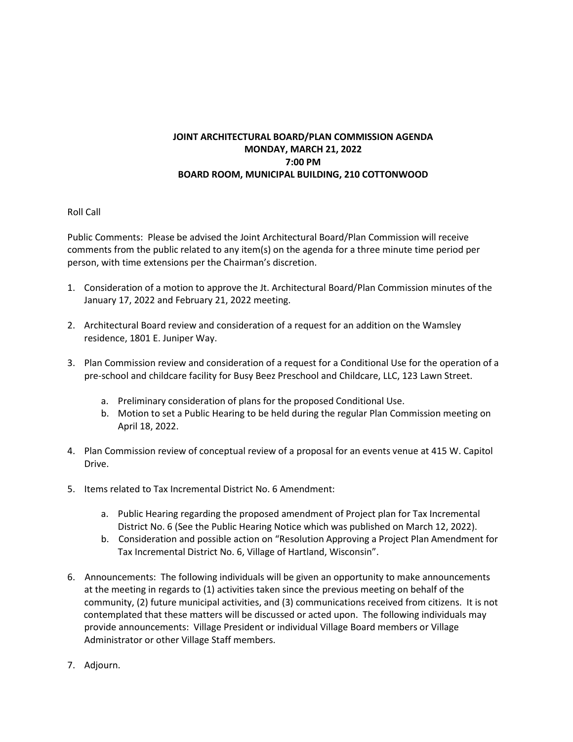# JOINT ARCHITECTURAL BOARD/PLAN COMMISSION AGENDA
## MONDAY, MARCH 21, 2022
## 7:00 PM
## BOARD ROOM, MUNICIPAL BUILDING, 210 COTTONWOOD

Roll Call

Public Comments: Please be advised the Joint Architectural Board/Plan Commission will receive comments from the public related to any item(s) on the agenda for a three minute time period per person, with time extensions per the Chairman's discretion.

1. Consideration of a motion to approve the Jt. Architectural Board/Plan Commission minutes of the January 17, 2022 and February 21, 2022 meeting.

2. Architectural Board review and consideration of a request for an addition on the Wamsley residence, 1801 E. Juniper Way.

3. Plan Commission review and consideration of a request for a Conditional Use for the operation of a pre-school and childcare facility for Busy Beez Preschool and Childcare, LLC, 123 Lawn Street.

    a. Preliminary consideration of plans for the proposed Conditional Use.
    b. Motion to set a Public Hearing to be held during the regular Plan Commission meeting on April 18, 2022.

4. Plan Commission review of conceptual review of a proposal for an events venue at 415 W. Capitol Drive.

5. Items related to Tax Incremental District No. 6 Amendment:

    a. Public Hearing regarding the proposed amendment of Project plan for Tax Incremental District No. 6 (See the Public Hearing Notice which was published on March 12, 2022).
    b. Consideration and possible action on "Resolution Approving a Project Plan Amendment for Tax Incremental District No. 6, Village of Hartland, Wisconsin".

6. Announcements: The following individuals will be given an opportunity to make announcements at the meeting in regards to (1) activities taken since the previous meeting on behalf of the community, (2) future municipal activities, and (3) communications received from citizens. It is not contemplated that these matters will be discussed or acted upon. The following individuals may provide announcements: Village President or individual Village Board members or Village Administrator or other Village Staff members.

7. Adjourn.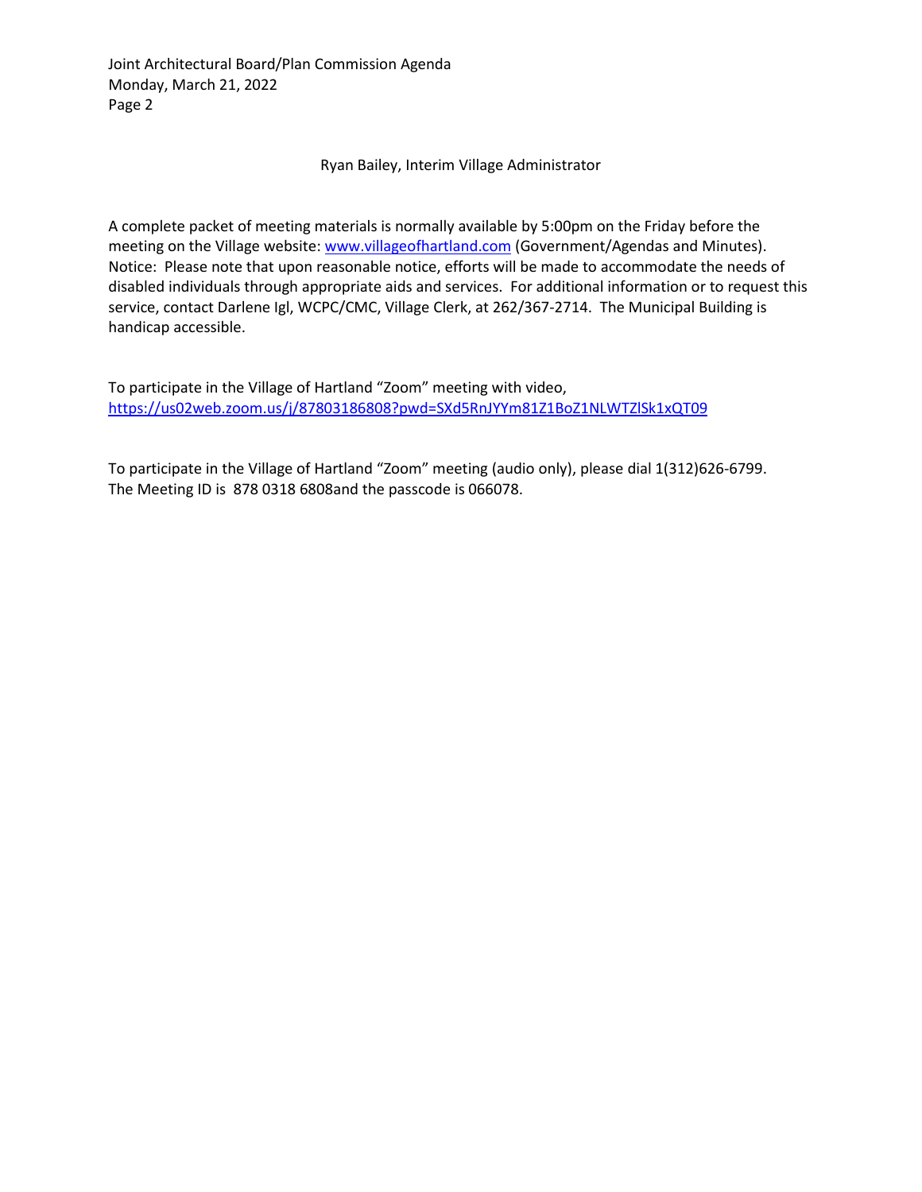Ryan Bailey, Interim Village Administrator

A complete packet of meeting materials is normally available by 5:00pm on the Friday before the meeting on the Village website: [www.villageofhartland.com](http://www.villageofhartland.com) (Government/Agendas and Minutes). Notice: Please note that upon reasonable notice, efforts will be made to accommodate the needs of disabled individuals through appropriate aids and services. For additional information or to request this service, contact Darlene Igl, WCPC/CMC, Village Clerk, at 262/367-2714. The Municipal Building is handicap accessible.

To participate in the Village of Hartland "Zoom" meeting with video, [https://us02web.zoom.us/j/87803186808?pwd=SXd5RnJYYm81Z1BoZ1NLWTZlSk1xQT09](https://us02web.zoom.us/j/87803186808?pwd=SXd5RnJYYm81Z1BoZ1NLWTZlSk1xQT09)

To participate in the Village of Hartland "Zoom" meeting (audio only), please dial 1(312)626-6799. The Meeting ID is 878 0318 6808and the passcode is 066078.